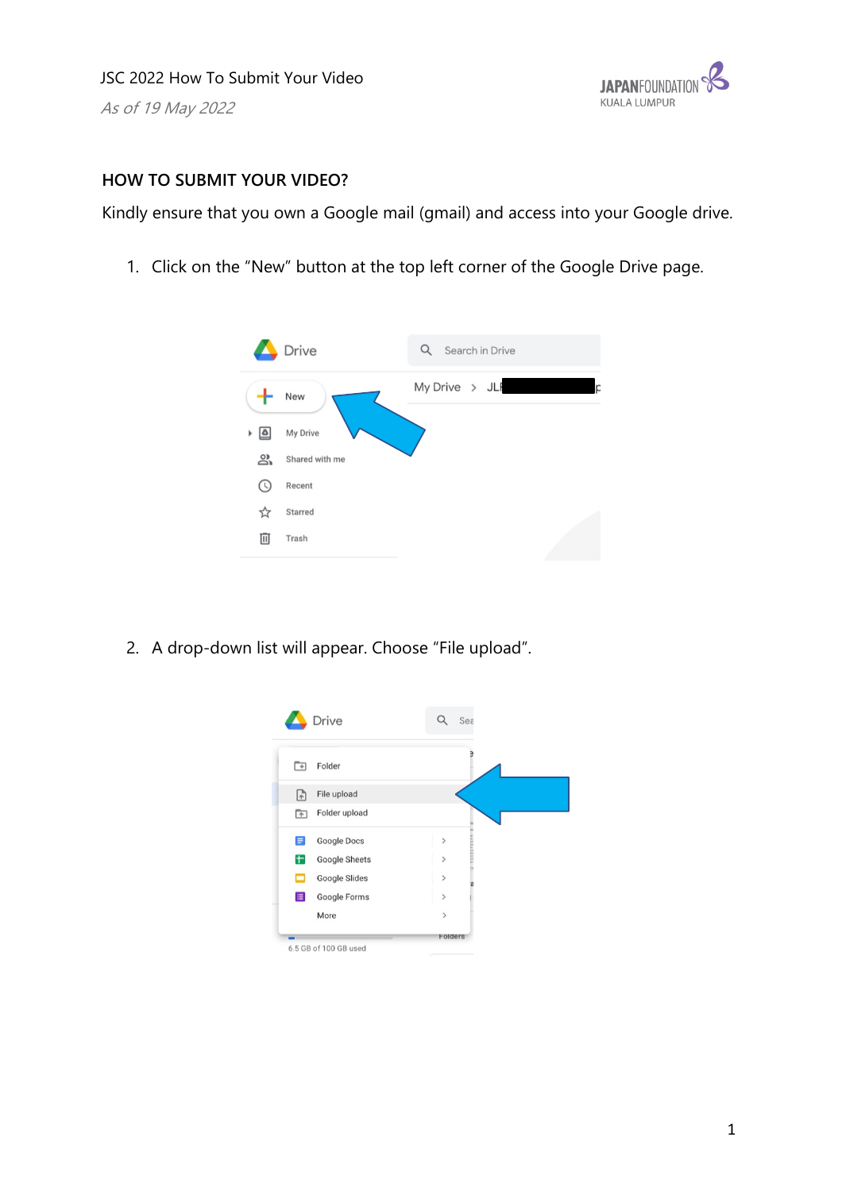## HOW TO SUBMIT YOUR VIDEO?

Kindly ensure that you own a Google mail (gmail) and access into your Google drive.

1. Click on the "New" button at the top left corner of the Google Drive page.

2. A drop-down list will appear. Choose "File upload".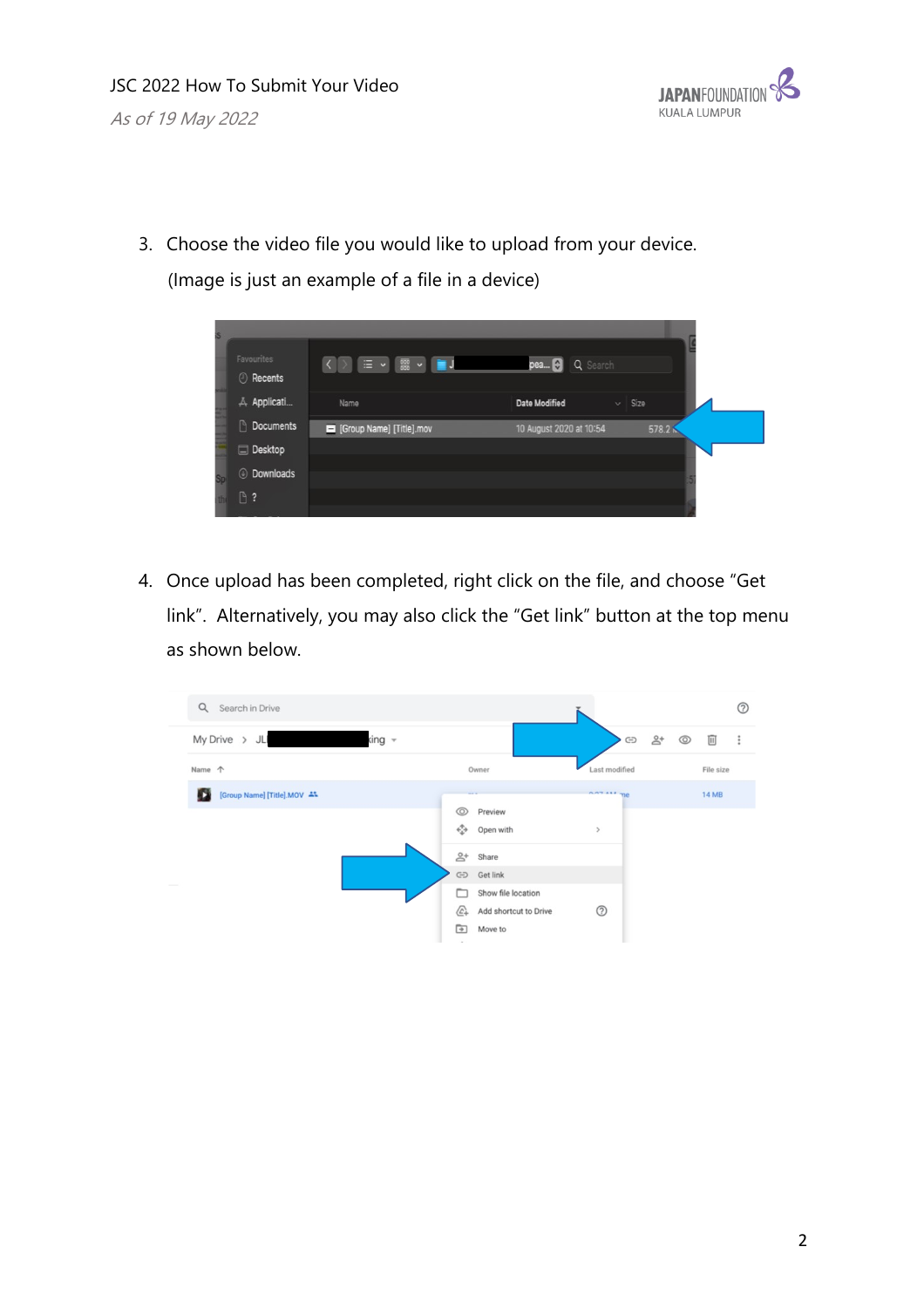3. Choose the video file you would like to upload from your device.
   (Image is just an example of a file in a device)

4. Once upload has been completed, right click on the file, and choose "Get link". Alternatively, you may also click the "Get link" button at the top menu as shown below.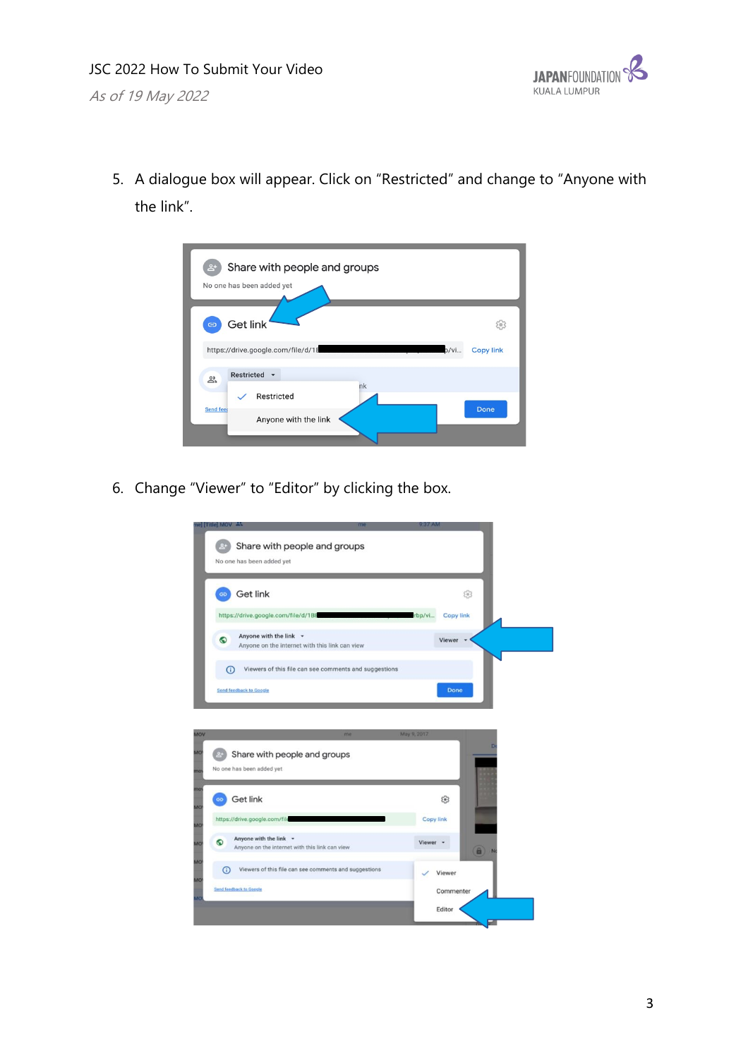5. A dialogue box will appear. Click on “Restricted” and change to “Anyone with the link”.

6. Change “Viewer” to “Editor” by clicking the box.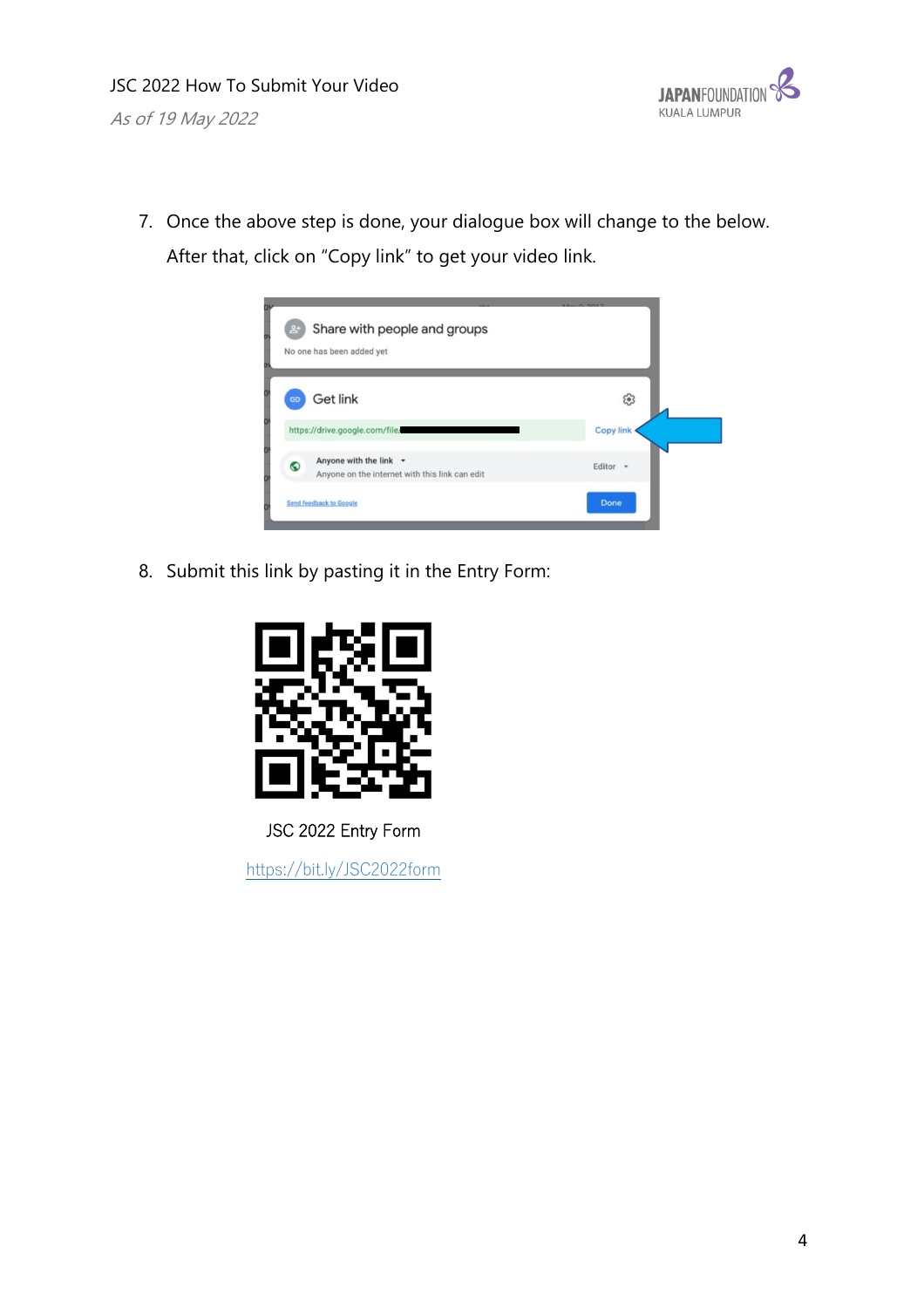7. Once the above step is done, your dialogue box will change to the below. After that, click on "Copy link" to get your video link.

8. Submit this link by pasting it in the Entry Form:

JSC 2022 Entry Form

https://bit.ly/JSC2022form